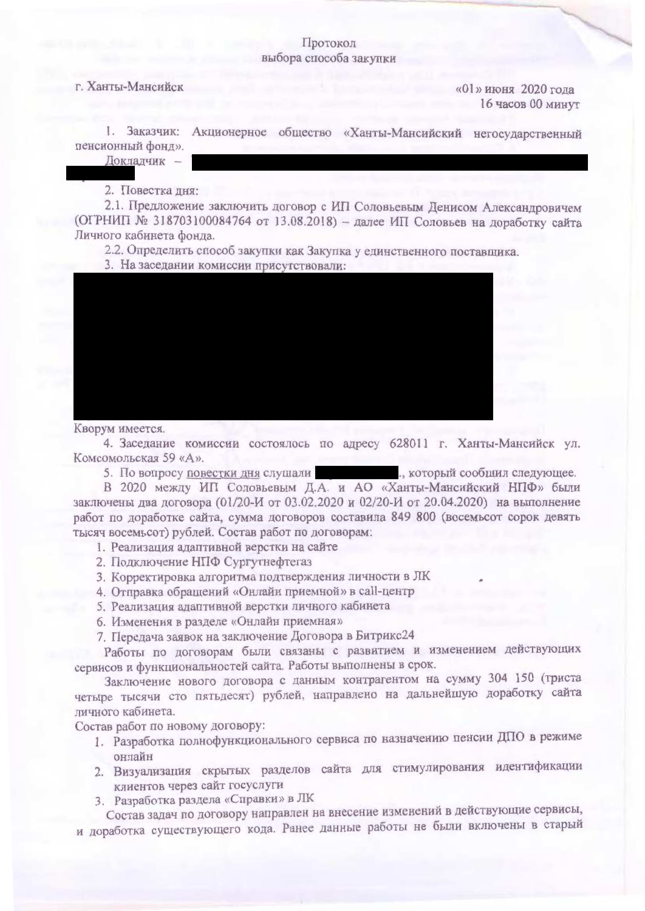Протокол
выбора способа закупки

г. Ханты-Мансийск «01» июня 2020 года
16 часов 00 минут

1. Заказчик: Акционерное общество «Ханты-Мансийский негосударственный пенсионный фонд».

Докладчик –

2. Повестка дня:

2.1. Предложение заключить договор с ИП Соловьевым Денисом Александровичем (ОГРНИП № 318703100084764 от 13.08.2018) – далее ИП Соловьев на доработку сайта Личного кабинета фонда.

2.2. Определить способ закупки как Закупка у единственного поставщика.

3. На заседании комиссии присутствовали:

Кворум имеется.

4. Заседание комиссии состоялось по адресу 628011 г. Ханты-Мансийск ул. Комсомольская 59 «А».

5. По вопросу повестки дня слушали ., который сообщил следующее.

В 2020 между ИП Соловьевым Д.А. и АО «Ханты-Мансийский НПФ» были заключены два договора (01/20-И от 03.02.2020 и 02/20-И от 20.04.2020) на выполнение работ по доработке сайта, сумма договоров составила 849 800 (восемьсот сорок девять тысяч восемьсот) рублей. Состав работ по договорам:

1. Реализация адаптивной верстки на сайте
2. Подключение НПФ Сургутнефтегаз
3. Корректировка алгоритма подтверждения личности в ЛК
4. Отправка обращений «Онлайн приемной» в call-центр
5. Реализация адаптивной верстки личного кабинета
6. Изменения в разделе «Онлайн приемная»
7. Передача заявок на заключение Договора в Битрикс24

Работы по договорам были связаны с развитием и изменением действующих сервисов и функциональностей сайта. Работы выполнены в срок.

Заключение нового договора с данным контрагентом на сумму 304 150 (триста четыре тысячи сто пятьдесят) рублей, направлено на дальнейшую доработку сайта личного кабинета.

Состав работ по новому договору:

1. Разработка полнофункционального сервиса по назначению пенсии ДПО в режиме онлайн
2. Визуализация скрытых разделов сайта для стимулирования идентификации клиентов через сайт госуслуги
3. Разработка раздела «Справки» в ЛК

Состав задач по договору направлен на внесение изменений в действующие сервисы, и доработка существующего кода. Ранее данные работы не были включены в старый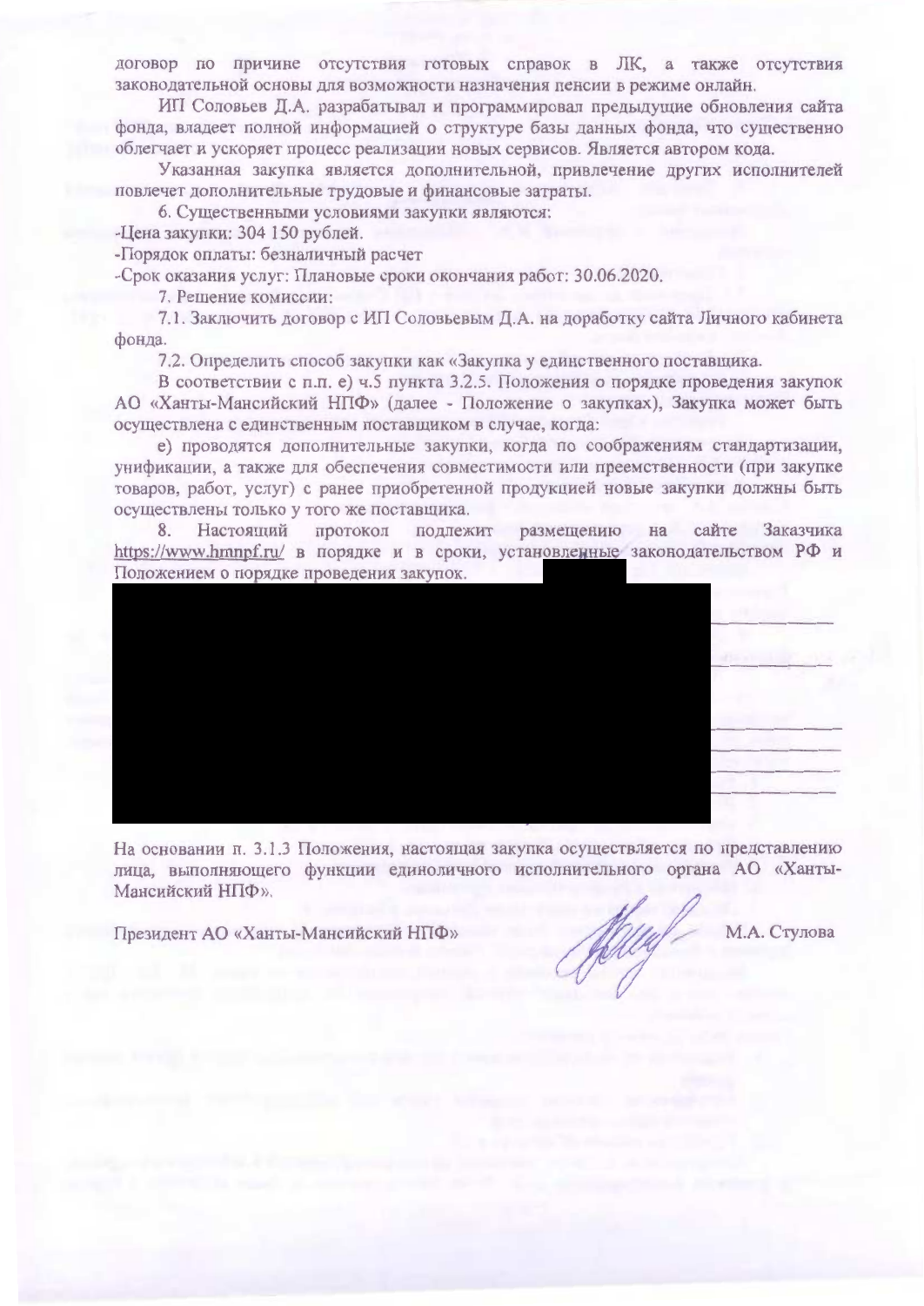договор по причине отсутствия готовых справок в ЛК, а также отсутствия законодательной основы для возможности назначения пенсии в режиме онлайн.

ИП Соловьев Д.А. разрабатывал и программировал предыдущие обновления сайта фонда, владеет полной информацией о структуре базы данных фонда, что существенно облегчает и ускоряет процесс реализации новых сервисов. Является автором кода.

Указанная закупка является дополнительной, привлечение других исполнителей повлечет дополнительные трудовые и финансовые затраты.

6. Существенными условиями закупки являются:

-Цена закупки: 304 150 рублей.

-Порядок оплаты: безналичный расчет

-Срок оказания услуг: Плановые сроки окончания работ: 30.06.2020.

7. Решение комиссии:

7.1. Заключить договор с ИП Соловьевым Д.А. на доработку сайта Личного кабинета фонда.

7.2. Определить способ закупки как «Закупка у единственного поставщика.

В соответствии с п.п. е) ч.5 пункта 3.2.5. Положения о порядке проведения закупок АО «Ханты-Мансийский НПФ» (далее - Положение о закупках), Закупка может быть осуществлена с единственным поставщиком в случае, когда:

е) проводятся дополнительные закупки, когда по соображениям стандартизации, унификации, а также для обеспечения совместимости или преемственности (при закупке товаров, работ, услуг) с ранее приобретенной продукцией новые закупки должны быть осуществлены только у того же поставщика.

8. Настоящий протокол подлежит размещению на сайте Заказчика https://www.hmnpf.ru/ в порядке и в сроки, установленные законодательством РФ и Положением о порядке проведения закупок.

На основании п. 3.1.3 Положения, настоящая закупка осуществляется по представлению лица, выполняющего функции единоличного исполнительного органа АО «Ханты-Мансийский НПФ».

Президент АО «Ханты-Мансийский НПФ» М.А. Стулова